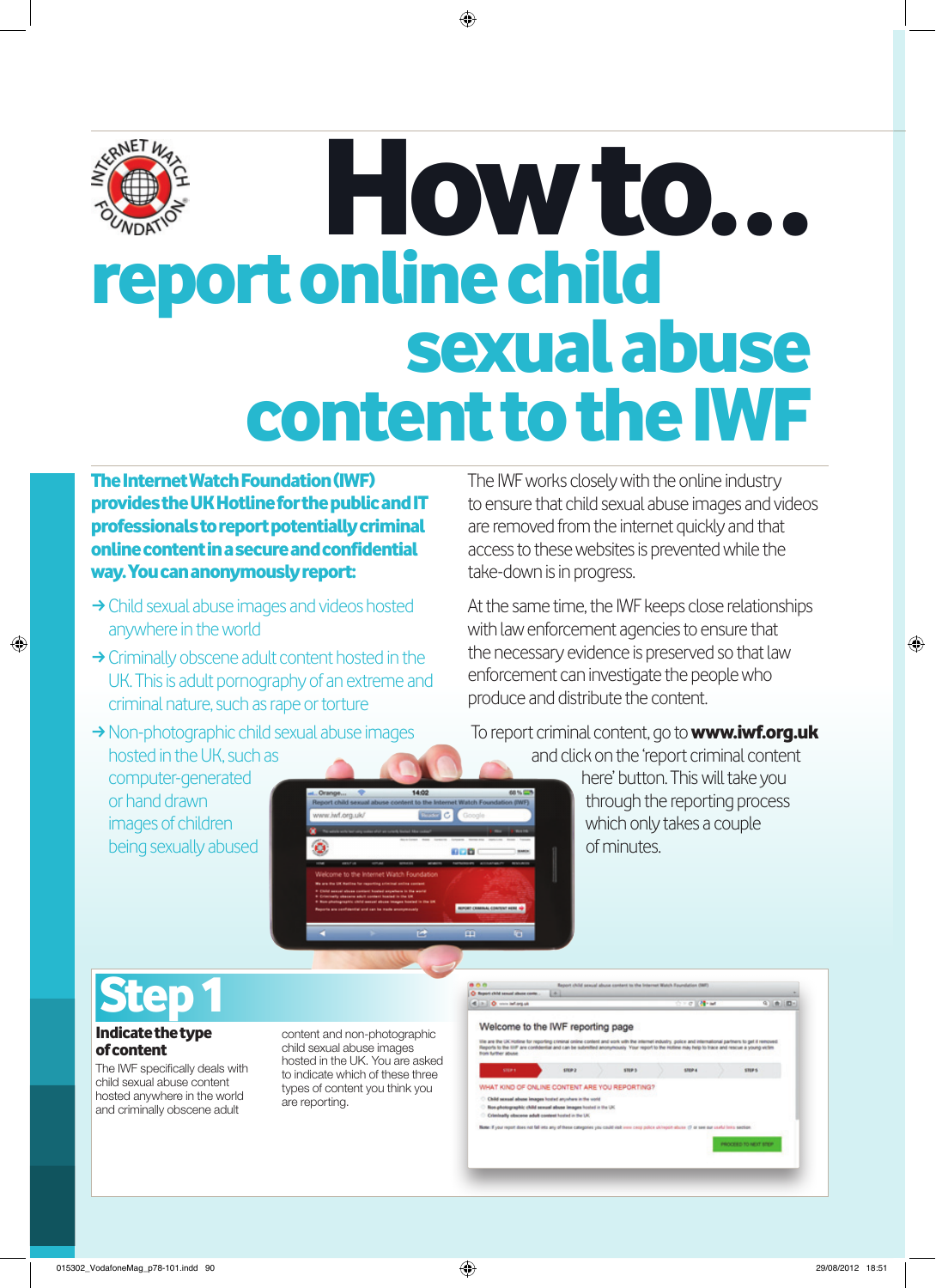# How to... report online child sexual abuse content to the IWF

**The Internet Watch Foundation (IWF) provides the UK Hotline for the public and IT professionals to report potentially criminal online content in a secure and confidential way. You can anonymously report:**

- → Child sexual abuse images and videos hosted anywhere in the world
- → Criminally obscene adult content hosted in the UK. This is adult pornography of an extreme and criminal nature, such as rape or torture
- → Non-photographic child sexual abuse images hosted in the UK, such as computer-generated or hand drawn images of children being sexually abused

The IWF works closely with the online industry to ensure that child sexual abuse images and videos are removed from the internet quickly and that access to these websites is prevented while the take-down is in progress.

At the same time, the IWF keeps close relationships with law enforcement agencies to ensure that the necessary evidence is preserved so that law enforcement can investigate the people who produce and distribute the content.

To report criminal content, go to **www.iwf.org.uk** and click on the 'report criminal content here' button. This will take you through the reporting process which only takes a couple of minutes.

## Step 1

### Indicate the type of content

The IWF specifically deals with child sexual abuse content hosted anywhere in the world and criminally obscene adult content and non-photographic child sexual abuse images hosted in the UK. You are asked to indicate which of these three types of content you think you are reporting.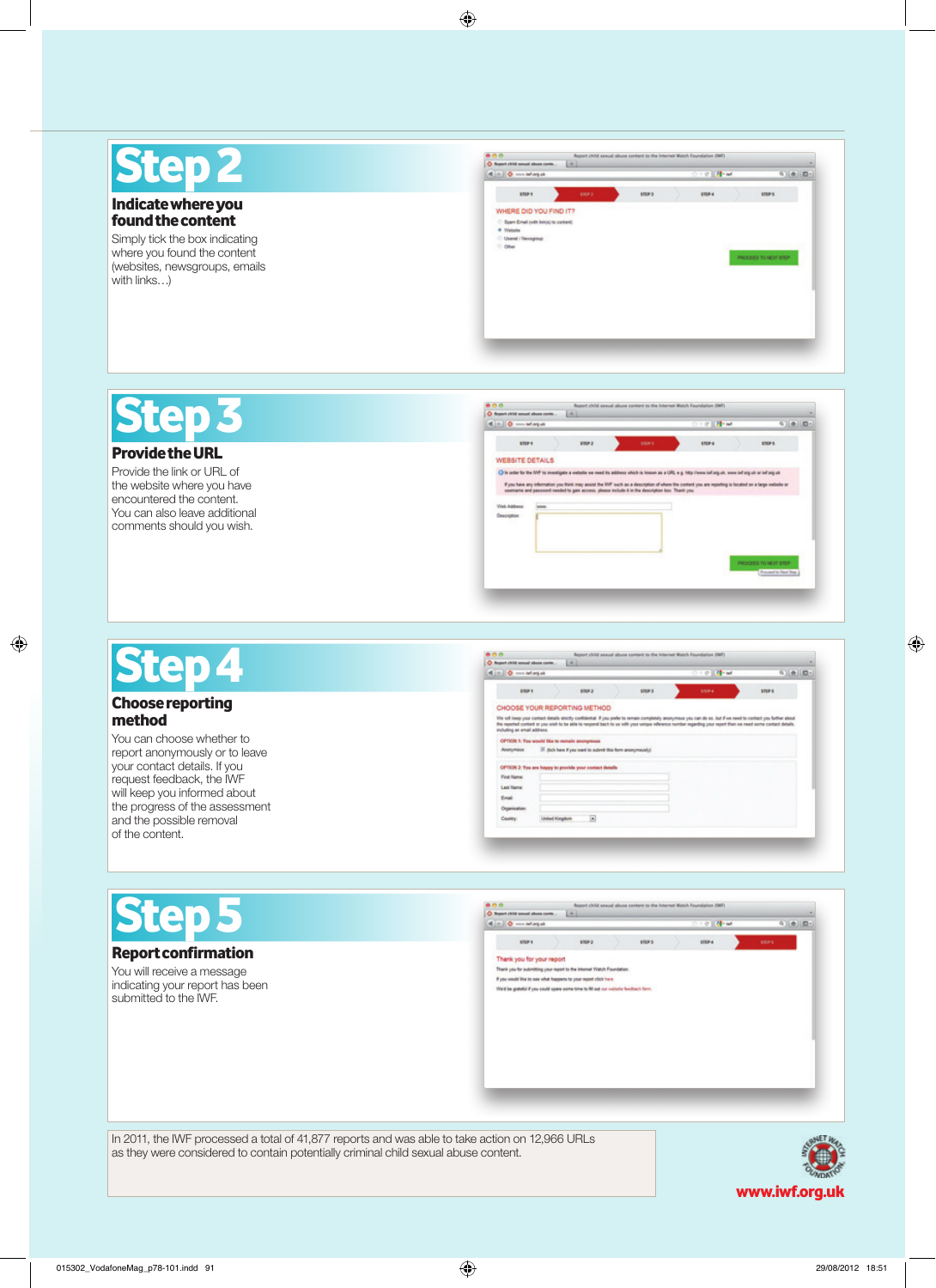## Step 2

### Indicate where you found the content

Simply tick the box indicating where you found the content (websites, newsgroups, emails with links…)

## Step 3

### Provide the URL

Provide the link or URL of the website where you have encountered the content. You can also leave additional comments should you wish.

## Step 4

### Choose reporting method

You can choose whether to report anonymously or to leave your contact details. If you request feedback, the IWF will keep you informed about the progress of the assessment and the possible removal of the content.

## Step 5

### Report confirmation

You will receive a message indicating your report has been submitted to the IWF.

In 2011, the IWF processed a total of 41,877 reports and was able to take action on 12,966 URLs as they were considered to contain potentially criminal child sexual abuse content.

www.iwf.org.uk